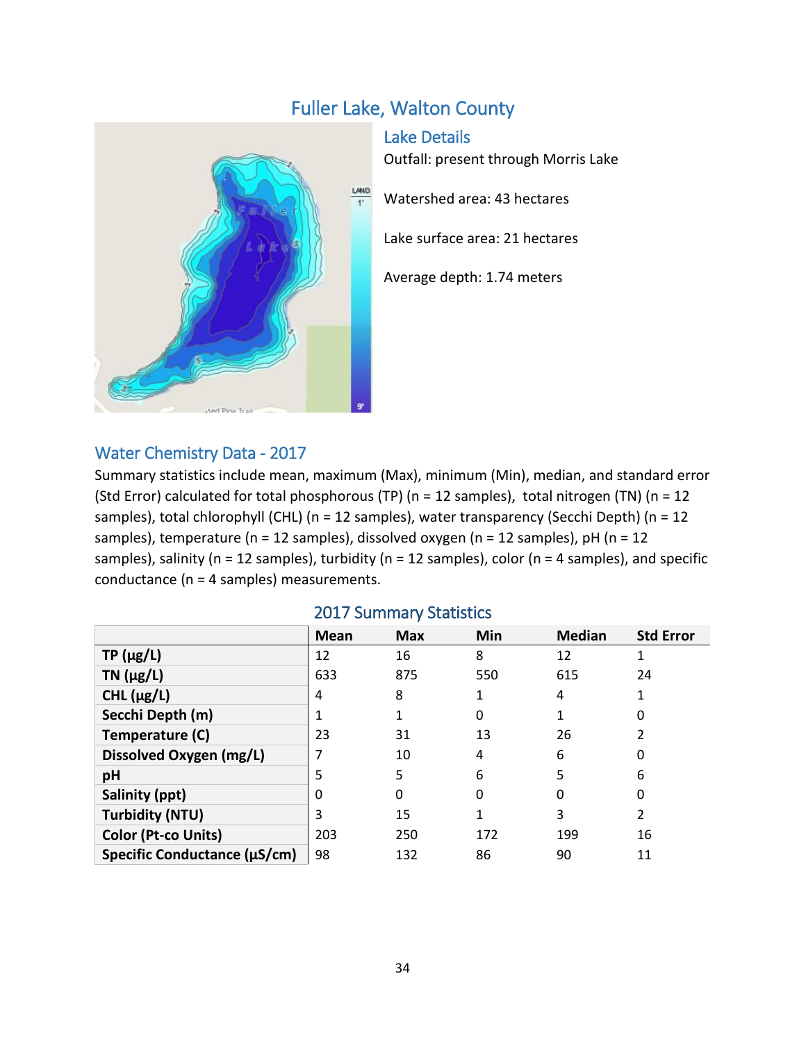# Fuller Lake, Walton County

## Lake Details

Outfall: present through Morris Lake

Watershed area: 43 hectares

Lake surface area: 21 hectares

Average depth: 1.74 meters

## Water Chemistry Data - 2017

Summary statistics include mean, maximum (Max), minimum (Min), median, and standard error (Std Error) calculated for total phosphorous (TP) (n = 12 samples), total nitrogen (TN) (n = 12 samples), total chlorophyll (CHL) (n = 12 samples), water transparency (Secchi Depth) (n = 12 samples), temperature (n = 12 samples), dissolved oxygen (n = 12 samples), pH (n = 12 samples), salinity (n = 12 samples), turbidity (n = 12 samples), color (n = 4 samples), and specific conductance (n = 4 samples) measurements.

### 2017 Summary Statistics

| | Mean | Max | Min | Median | Std Error |
|---|---|---|---|---|---|
| **TP (µg/L)** | 12 | 16 | 8 | 12 | 1 |
| **TN (µg/L)** | 633 | 875 | 550 | 615 | 24 |
| **CHL (µg/L)** | 4 | 8 | 1 | 4 | 1 |
| **Secchi Depth (m)** | 1 | 1 | 0 | 1 | 0 |
| **Temperature (C)** | 23 | 31 | 13 | 26 | 2 |
| **Dissolved Oxygen (mg/L)** | 7 | 10 | 4 | 6 | 0 |
| **pH** | 5 | 5 | 6 | 5 | 6 |
| **Salinity (ppt)** | 0 | 0 | 0 | 0 | 0 |
| **Turbidity (NTU)** | 3 | 15 | 1 | 3 | 2 |
| **Color (Pt-co Units)** | 203 | 250 | 172 | 199 | 16 |
| **Specific Conductance (µS/cm)** | 98 | 132 | 86 | 90 | 11 |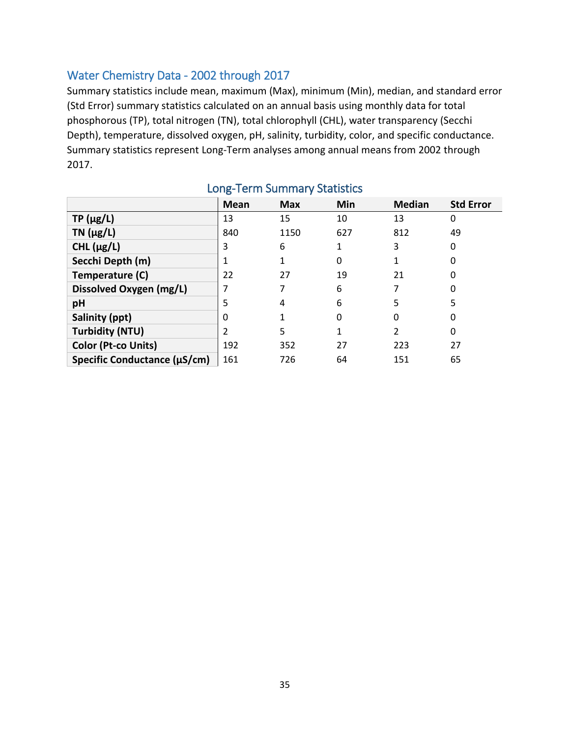## Water Chemistry Data - 2002 through 2017

Summary statistics include mean, maximum (Max), minimum (Min), median, and standard error (Std Error) summary statistics calculated on an annual basis using monthly data for total phosphorous (TP), total nitrogen (TN), total chlorophyll (CHL), water transparency (Secchi Depth), temperature, dissolved oxygen, pH, salinity, turbidity, color, and specific conductance. Summary statistics represent Long-Term analyses among annual means from 2002 through 2017.

### Long-Term Summary Statistics

| | Mean | Max | Min | Median | Std Error |
|---|---|---|---|---|---|
| **TP (µg/L)** | 13 | 15 | 10 | 13 | 0 |
| **TN (µg/L)** | 840 | 1150 | 627 | 812 | 49 |
| **CHL (µg/L)** | 3 | 6 | 1 | 3 | 0 |
| **Secchi Depth (m)** | 1 | 1 | 0 | 1 | 0 |
| **Temperature (C)** | 22 | 27 | 19 | 21 | 0 |
| **Dissolved Oxygen (mg/L)** | 7 | 7 | 6 | 7 | 0 |
| **pH** | 5 | 4 | 6 | 5 | 5 |
| **Salinity (ppt)** | 0 | 1 | 0 | 0 | 0 |
| **Turbidity (NTU)** | 2 | 5 | 1 | 2 | 0 |
| **Color (Pt-co Units)** | 192 | 352 | 27 | 223 | 27 |
| **Specific Conductance (µS/cm)** | 161 | 726 | 64 | 151 | 65 |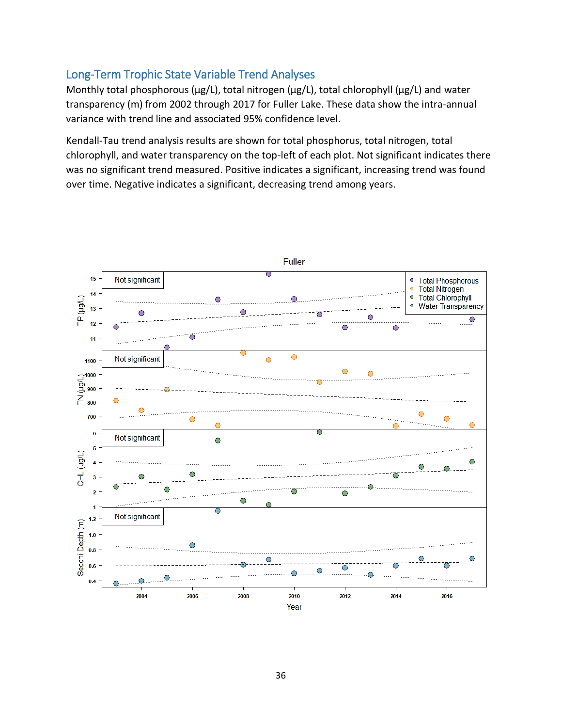## Long-Term Trophic State Variable Trend Analyses

Monthly total phosphorous (µg/L), total nitrogen (µg/L), total chlorophyll (µg/L) and water transparency (m) from 2002 through 2017 for Fuller Lake. These data show the intra-annual variance with trend line and associated 95% confidence level.

Kendall-Tau trend analysis results are shown for total phosphorus, total nitrogen, total chlorophyll, and water transparency on the top-left of each plot. Not significant indicates there was no significant trend measured. Positive indicates a significant, increasing trend was found over time. Negative indicates a significant, decreasing trend among years.

Fuller

Total Phosphorous
Total Nitrogen
Total Chlorophyll
Water Transparency

TP (µg/L)
Not significant
15
14
13
12
11

TN (µg/L)
Not significant
1100
1000
900
800
700

CHL (µg/L)
Not significant
6
5
4
3
2
1

Secchi Depth (m)
Not significant
1.2
1.0
0.8
0.6
0.4

2004
2006
2008
2010
2012
2014
2016

Year